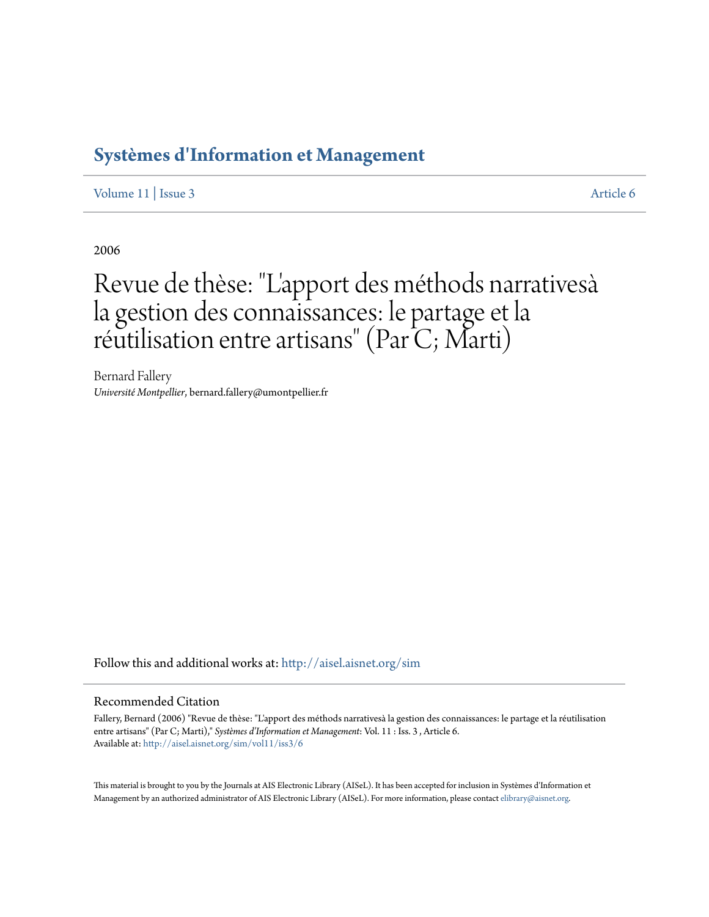# Systèmes d'Information et Management

Volume 11 | Issue 3 Article 6

2006

# Revue de thèse: "L'apport des méthods narrativesà la gestion des connaissances: le partage et la réutilisation entre artisans" (Par C; Marti)

Bernard Fallery
*Université Montpellier*, bernard.fallery@umontpellier.fr

Follow this and additional works at: http://aisel.aisnet.org/sim

## Recommended Citation

Fallery, Bernard (2006) "Revue de thèse: "L'apport des méthods narrativesà la gestion des connaissances: le partage et la réutilisation entre artisans" (Par C; Marti)," *Systèmes d'Information et Management*: Vol. 11 : Iss. 3 , Article 6.
Available at: http://aisel.aisnet.org/sim/vol11/iss3/6

This material is brought to you by the Journals at AIS Electronic Library (AISeL). It has been accepted for inclusion in Systèmes d'Information et Management by an authorized administrator of AIS Electronic Library (AISeL). For more information, please contact elibrary@aisnet.org.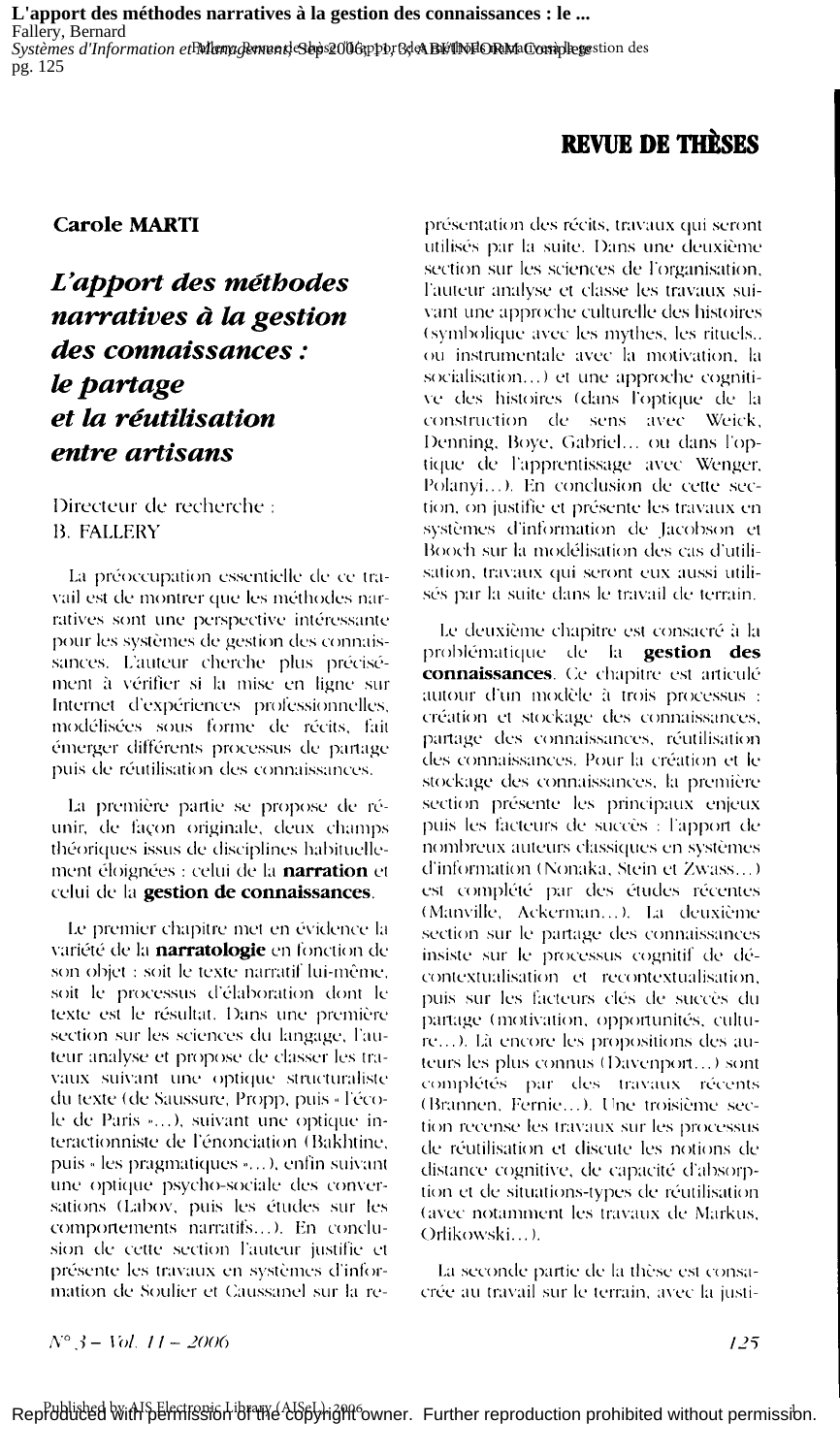# REVUE DE THÈSES

**Carole MARTI**

## *L'apport des méthodes narratives à la gestion des connaissances : le partage et la réutilisation entre artisans*

Directeur de recherche :
B. FALLERY

La préoccupation essentielle de ce travail est de montrer que les méthodes narratives sont une perspective intéressante pour les systèmes de gestion des connaissances. L'auteur cherche plus précisément à vérifier si la mise en ligne sur Internet d'expériences professionnelles, modélisées sous forme de récits, fait émerger différents processus de partage puis de réutilisation des connaissances.

La première partie se propose de réunir, de façon originale, deux champs théoriques issus de disciplines habituellement éloignées : celui de la **narration** et celui de la **gestion de connaissances**.

Le premier chapitre met en évidence la variété de la **narratologie** en fonction de son objet : soit le texte narratif lui-même, soit le processus d'élaboration dont le texte est le résultat. Dans une première section sur les sciences du langage, l'auteur analyse et propose de classer les travaux suivant une optique structuraliste du texte (de Saussure, Propp, puis « l'école de Paris »...), suivant une optique interactionniste de l'énonciation (Bakhtine, puis « les pragmatiques »...), enfin suivant une optique psycho-sociale des conversations (Labov, puis les études sur les comportements narratifs...). En conclusion de cette section l'auteur justifie et présente les travaux en systèmes d'information de Soulier et Caussanel sur la représentation des récits, travaux qui seront utilisés par la suite. Dans une deuxième section sur les sciences de l'organisation, l'auteur analyse et classe les travaux suivant une approche culturelle des histoires (symbolique avec les mythes, les rituels.. ou instrumentale avec la motivation, la socialisation...) et une approche cognitive des histoires (dans l'optique de la construction de sens avec Weick, Denning, Boye, Gabriel... ou dans l'optique de l'apprentissage avec Wenger, Polanyi...). En conclusion de cette section, on justifie et présente les travaux en systèmes d'information de Jacobson et Booch sur la modélisation des cas d'utilisation, travaux qui seront eux aussi utilisés par la suite dans le travail de terrain.

Le deuxième chapitre est consacré à la problématique de la **gestion des connaissances**. Ce chapitre est articulé autour d'un modèle à trois processus : création et stockage des connaissances, partage des connaissances, réutilisation des connaissances. Pour la création et le stockage des connaissances, la première section présente les principaux enjeux puis les facteurs de succès : l'apport de nombreux auteurs classiques en systèmes d'information (Nonaka, Stein et Zwass...) est complété par des études récentes (Manville, Ackerman...). La deuxième section sur le partage des connaissances insiste sur le processus cognitif de décontextualisation et recontextualisation, puis sur les facteurs clés de succès du partage (motivation, opportunités, culture...). Là encore les propositions des auteurs les plus connus (Davenport...) sont complétés par des travaux récents (Brannen, Fernie...). Une troisième section recense les travaux sur les processus de réutilisation et discute les notions de distance cognitive, de capacité d'absorption et de situations-types de réutilisation (avec notamment les travaux de Markus, Orlikowski...).

La seconde partie de la thèse est consacrée au travail sur le terrain, avec la justi-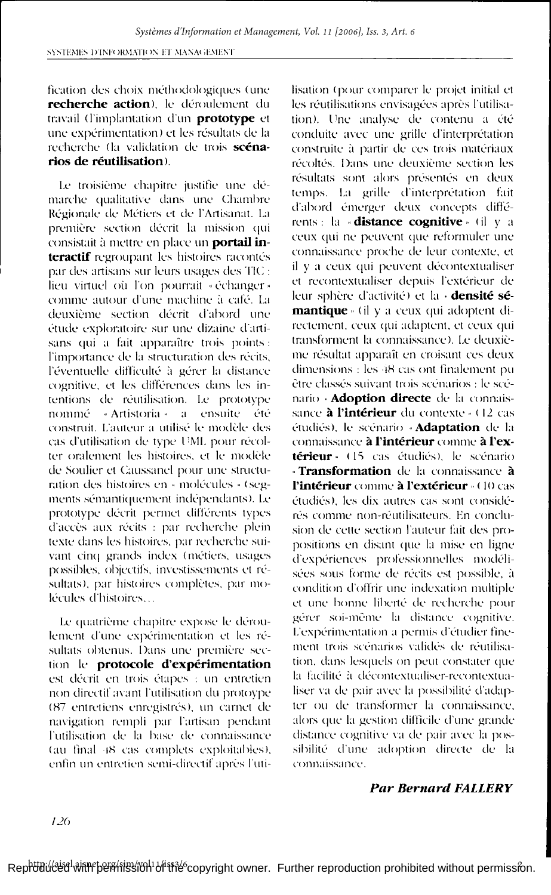fication des choix méthodologiques (une **recherche action**), le déroulement du travail (l'implantation d'un **prototype** et une expérimentation) et les résultats de la recherche (la validation de trois **scénarios de réutilisation**).

Le troisième chapitre justifie une démarche qualitative dans une Chambre Régionale de Métiers et de l'Artisanat. La première section décrit la mission qui consistait à mettre en place un **portail interactif** regroupant les histoires racontés par des artisans sur leurs usages des TIC : lieu virtuel où l'on pourrait « échanger » comme autour d'une machine à café. La deuxième section décrit d'abord une étude exploratoire sur une dizaine d'artisans qui a fait apparaître trois points : l'importance de la structuration des récits, l'éventuelle difficulté à gérer la distance cognitive, et les différences dans les intentions de réutilisation. Le prototype nommé « Artistoria » a ensuite été construit. L'auteur a utilisé le modèle des cas d'utilisation de type UML pour récolter oralement les histoires, et le modèle de Soulier et Caussanel pour une structuration des histoires en « molécules » (segments sémantiquement indépendants). Le prototype décrit permet différents types d'accès aux récits : par recherche plein texte dans les histoires, par recherche suivant cinq grands index (métiers, usages possibles, objectifs, investissements et résultats), par histoires complètes, par molécules d'histoires…

Le quatrième chapitre expose le déroulement d'une expérimentation et les résultats obtenus. Dans une première section le **protocole d'expérimentation** est décrit en trois étapes : un entretien non directif avant l'utilisation du protoype (87 entretiens enregistrés), un carnet de navigation rempli par l'artisan pendant l'utilisation de la base de connaissance (au final 48 cas complets exploitables), enfin un entretien semi-directif après l'utilisation (pour comparer le projet initial et les réutilisations envisagées après l'utilisation). Une analyse de contenu a été conduite avec une grille d'interprétation construite à partir de ces trois matériaux récoltés. Dans une deuxième section les résultats sont alors présentés en deux temps. La grille d'interprétation fait d'abord émerger deux concepts différents : la « **distance cognitive** » (il y a ceux qui ne peuvent que reformuler une connaissance proche de leur contexte, et il y a ceux qui peuvent décontextualiser et recontextualiser depuis l'extérieur de leur sphère d'activité) et la « **densité sémantique** » (il y a ceux qui adoptent directement, ceux qui adaptent, et ceux qui transforment la connaissance). Le deuxième résultat apparaît en croisant ces deux dimensions : les 48 cas ont finalement pu être classés suivant trois scénarios : le scénario « **Adoption directe** de la connaissance **à l'intérieur** du contexte » (12 cas étudiés), le scénario « **Adaptation** de la connaissance **à l'intérieur** comme **à l'extérieur** » (15 cas étudiés), le scénario « **Transformation** de la connaissance **à l'intérieur** comme **à l'extérieur** » (10 cas étudiés), les dix autres cas sont considérés comme non-réutilisateurs. En conclusion de cette section l'auteur fait des propositions en disant que la mise en ligne d'expériences professionnelles modélisées sous forme de récits est possible, à condition d'offrir une indexation multiple et une bonne liberté de recherche pour gérer soi-même la distance cognitive. L'expérimentation a permis d'étudier finement trois scénarios validés de réutilisation, dans lesquels on peut constater que la facilité à décontextualiser-recontextualiser va de pair avec la possibilité d'adapter ou de transformer la connaissance, alors que la gestion difficile d'une grande distance cognitive va de pair avec la possibilité d'une adoption directe de la connaissance.

***Par Bernard FALLERY***